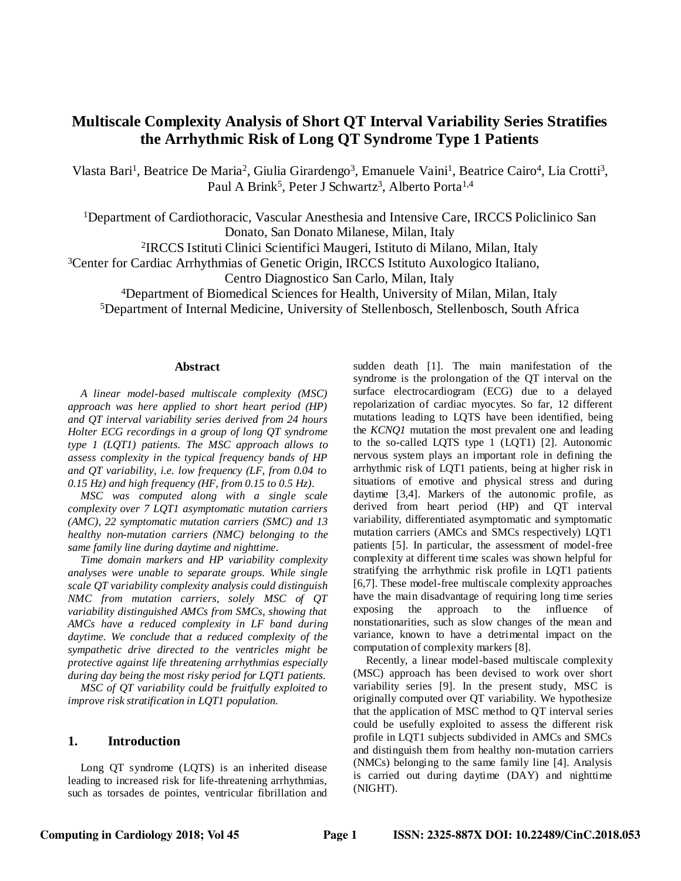# Multiscale Complexity Analysis of Short QT Interval Variability Series Stratifies the Arrhythmic Risk of Long QT Syndrome Type 1 Patients

Vlasta Bari[1], Beatrice De Maria[2], Giulia Girardengo[3], Emanuele Vaini[1], Beatrice Cairo[4], Lia Crotti[3], Paul A Brink[5], Peter J Schwartz[3], Alberto Porta[1,4]

[1]Department of Cardiothoracic, Vascular Anesthesia and Intensive Care, IRCCS Policlinico San Donato, San Donato Milanese, Milan, Italy
[2]IRCCS Istituti Clinici Scientifici Maugeri, Istituto di Milano, Milan, Italy
[3]Center for Cardiac Arrhythmias of Genetic Origin, IRCCS Istituto Auxologico Italiano, Centro Diagnostico San Carlo, Milan, Italy
[4]Department of Biomedical Sciences for Health, University of Milan, Milan, Italy
[5]Department of Internal Medicine, University of Stellenbosch, Stellenbosch, South Africa

## Abstract

*A linear model-based multiscale complexity (MSC) approach was here applied to short heart period (HP) and QT interval variability series derived from 24 hours Holter ECG recordings in a group of long QT syndrome type 1 (LQT1) patients. The MSC approach allows to assess complexity in the typical frequency bands of HP and QT variability, i.e. low frequency (LF, from 0.04 to 0.15 Hz) and high frequency (HF, from 0.15 to 0.5 Hz).*

*MSC was computed along with a single scale complexity over 7 LQT1 asymptomatic mutation carriers (AMC), 22 symptomatic mutation carriers (SMC) and 13 healthy non-mutation carriers (NMC) belonging to the same family line during daytime and nighttime.*

*Time domain markers and HP variability complexity analyses were unable to separate groups. While single scale QT variability complexity analysis could distinguish NMC from mutation carriers, solely MSC of QT variability distinguished AMCs from SMCs, showing that AMCs have a reduced complexity in LF band during daytime. We conclude that a reduced complexity of the sympathetic drive directed to the ventricles might be protective against life threatening arrhythmias especially during day being the most risky period for LQT1 patients.*

*MSC of QT variability could be fruitfully exploited to improve risk stratification in LQT1 population.*

## 1. Introduction

Long QT syndrome (LQTS) is an inherited disease leading to increased risk for life-threatening arrhythmias, such as torsades de pointes, ventricular fibrillation and sudden death [1]. The main manifestation of the syndrome is the prolongation of the QT interval on the surface electrocardiogram (ECG) due to a delayed repolarization of cardiac myocytes. So far, 12 different mutations leading to LQTS have been identified, being the *KCNQ1* mutation the most prevalent one and leading to the so-called LQTS type 1 (LQT1) [2]. Autonomic nervous system plays an important role in defining the arrhythmic risk of LQT1 patients, being at higher risk in situations of emotive and physical stress and during daytime [3,4]. Markers of the autonomic profile, as derived from heart period (HP) and QT interval variability, differentiated asymptomatic and symptomatic mutation carriers (AMCs and SMCs respectively) LQT1 patients [5]. In particular, the assessment of model-free complexity at different time scales was shown helpful for stratifying the arrhythmic risk profile in LQT1 patients [6,7]. These model-free multiscale complexity approaches have the main disadvantage of requiring long time series exposing the approach to the influence of nonstationarities, such as slow changes of the mean and variance, known to have a detrimental impact on the computation of complexity markers [8].

Recently, a linear model-based multiscale complexity (MSC) approach has been devised to work over short variability series [9]. In the present study, MSC is originally computed over QT variability. We hypothesize that the application of MSC method to QT interval series could be usefully exploited to assess the different risk profile in LQT1 subjects subdivided in AMCs and SMCs and distinguish them from healthy non-mutation carriers (NMCs) belonging to the same family line [4]. Analysis is carried out during daytime (DAY) and nighttime (NIGHT).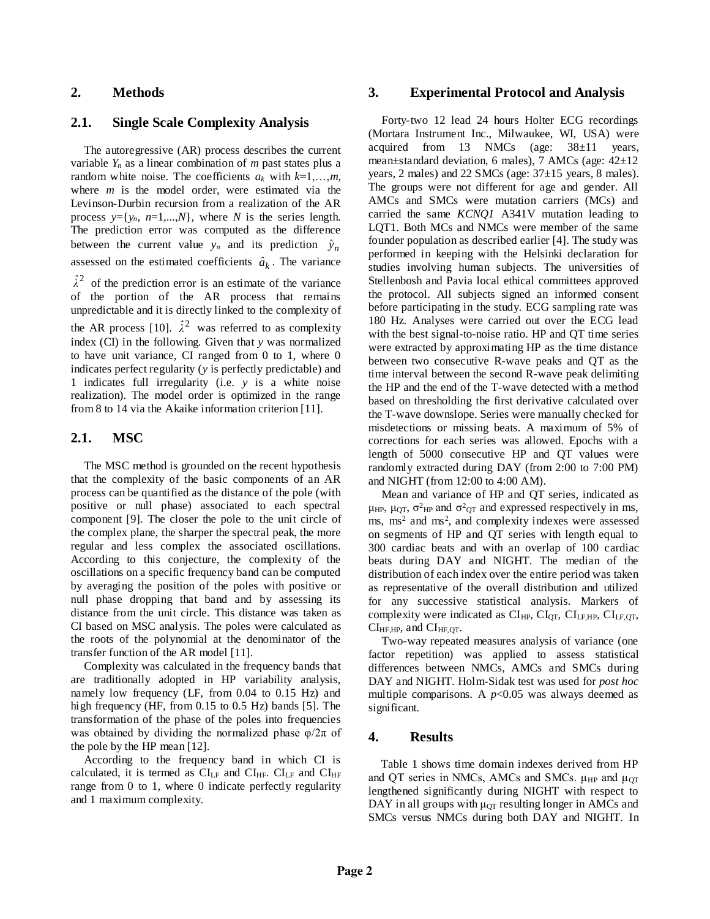## 2. Methods

### 2.1. Single Scale Complexity Analysis

The autoregressive (AR) process describes the current variable $Y_n$ as a linear combination of $m$ past states plus a random white noise. The coefficients $a_k$ with $k$=1,…,$m$, where $m$ is the model order, were estimated via the Levinson-Durbin recursion from a realization of the AR process $y$={$y_n$, $n$=1,...,$N$}, where $N$ is the series length. The prediction error was computed as the difference between the current value $y_n$ and its prediction $\hat{y}_n$ assessed on the estimated coefficients $\hat{a}_k$. The variance $\hat{\lambda}^2$ of the prediction error is an estimate of the variance of the portion of the AR process that remains unpredictable and it is directly linked to the complexity of the AR process [10]. $\hat{\lambda}^2$ was referred to as complexity index (CI) in the following. Given that $y$ was normalized to have unit variance, CI ranged from 0 to 1, where 0 indicates perfect regularity ($y$ is perfectly predictable) and 1 indicates full irregularity (i.e. $y$ is a white noise realization). The model order is optimized in the range from 8 to 14 via the Akaike information criterion [11].

### 2.1. MSC

The MSC method is grounded on the recent hypothesis that the complexity of the basic components of an AR process can be quantified as the distance of the pole (with positive or null phase) associated to each spectral component [9]. The closer the pole to the unit circle of the complex plane, the sharper the spectral peak, the more regular and less complex the associated oscillations. According to this conjecture, the complexity of the oscillations on a specific frequency band can be computed by averaging the position of the poles with positive or null phase dropping that band and by assessing its distance from the unit circle. This distance was taken as CI based on MSC analysis. The poles were calculated as the roots of the polynomial at the denominator of the transfer function of the AR model [11].

Complexity was calculated in the frequency bands that are traditionally adopted in HP variability analysis, namely low frequency (LF, from 0.04 to 0.15 Hz) and high frequency (HF, from 0.15 to 0.5 Hz) bands [5]. The transformation of the phase of the poles into frequencies was obtained by dividing the normalized phase $\varphi/2\pi$ of the pole by the HP mean [12].

According to the frequency band in which CI is calculated, it is termed as $CI_{LF}$ and $CI_{HF}$. $CI_{LF}$ and $CI_{HF}$ range from 0 to 1, where 0 indicate perfectly regularity and 1 maximum complexity.

## 3. Experimental Protocol and Analysis

Forty-two 12 lead 24 hours Holter ECG recordings (Mortara Instrument Inc., Milwaukee, WI, USA) were acquired from 13 NMCs (age: 38±11 years, mean±standard deviation, 6 males), 7 AMCs (age: 42±12 years, 2 males) and 22 SMCs (age: 37±15 years, 8 males). The groups were not different for age and gender. All AMCs and SMCs were mutation carriers (MCs) and carried the same *KCNQ1* A341V mutation leading to LQT1. Both MCs and NMCs were member of the same founder population as described earlier [4]. The study was performed in keeping with the Helsinki declaration for studies involving human subjects. The universities of Stellenbosh and Pavia local ethical committees approved the protocol. All subjects signed an informed consent before participating in the study. ECG sampling rate was 180 Hz. Analyses were carried out over the ECG lead with the best signal-to-noise ratio. HP and QT time series were extracted by approximating HP as the time distance between two consecutive R-wave peaks and QT as the time interval between the second R-wave peak delimiting the HP and the end of the T-wave detected with a method based on thresholding the first derivative calculated over the T-wave downslope. Series were manually checked for misdetections or missing beats. A maximum of 5% of corrections for each series was allowed. Epochs with a length of 5000 consecutive HP and QT values were randomly extracted during DAY (from 2:00 to 7:00 PM) and NIGHT (from 12:00 to 4:00 AM).

Mean and variance of HP and QT series, indicated as $\mu_{HP}$, $\mu_{QT}$, $\sigma^2_{HP}$ and $\sigma^2_{QT}$ and expressed respectively in ms, ms, ms$^2$ and ms$^2$, and complexity indexes were assessed on segments of HP and QT series with length equal to 300 cardiac beats and with an overlap of 100 cardiac beats during DAY and NIGHT. The median of the distribution of each index over the entire period was taken as representative of the overall distribution and utilized for any successive statistical analysis. Markers of complexity were indicated as $CI_{HP}$, $CI_{QT}$, $CI_{LF,HP}$, $CI_{LF,QT}$, $CI_{HF,HP}$, and $CI_{HF,QT}$.

Two-way repeated measures analysis of variance (one factor repetition) was applied to assess statistical differences between NMCs, AMCs and SMCs during DAY and NIGHT. Holm-Sidak test was used for *post hoc* multiple comparisons. A $p$<0.05 was always deemed as significant.

## 4. Results

Table 1 shows time domain indexes derived from HP and QT series in NMCs, AMCs and SMCs. $\mu_{HP}$ and $\mu_{QT}$ lengthened significantly during NIGHT with respect to DAY in all groups with $\mu_{QT}$ resulting longer in AMCs and SMCs versus NMCs during both DAY and NIGHT. In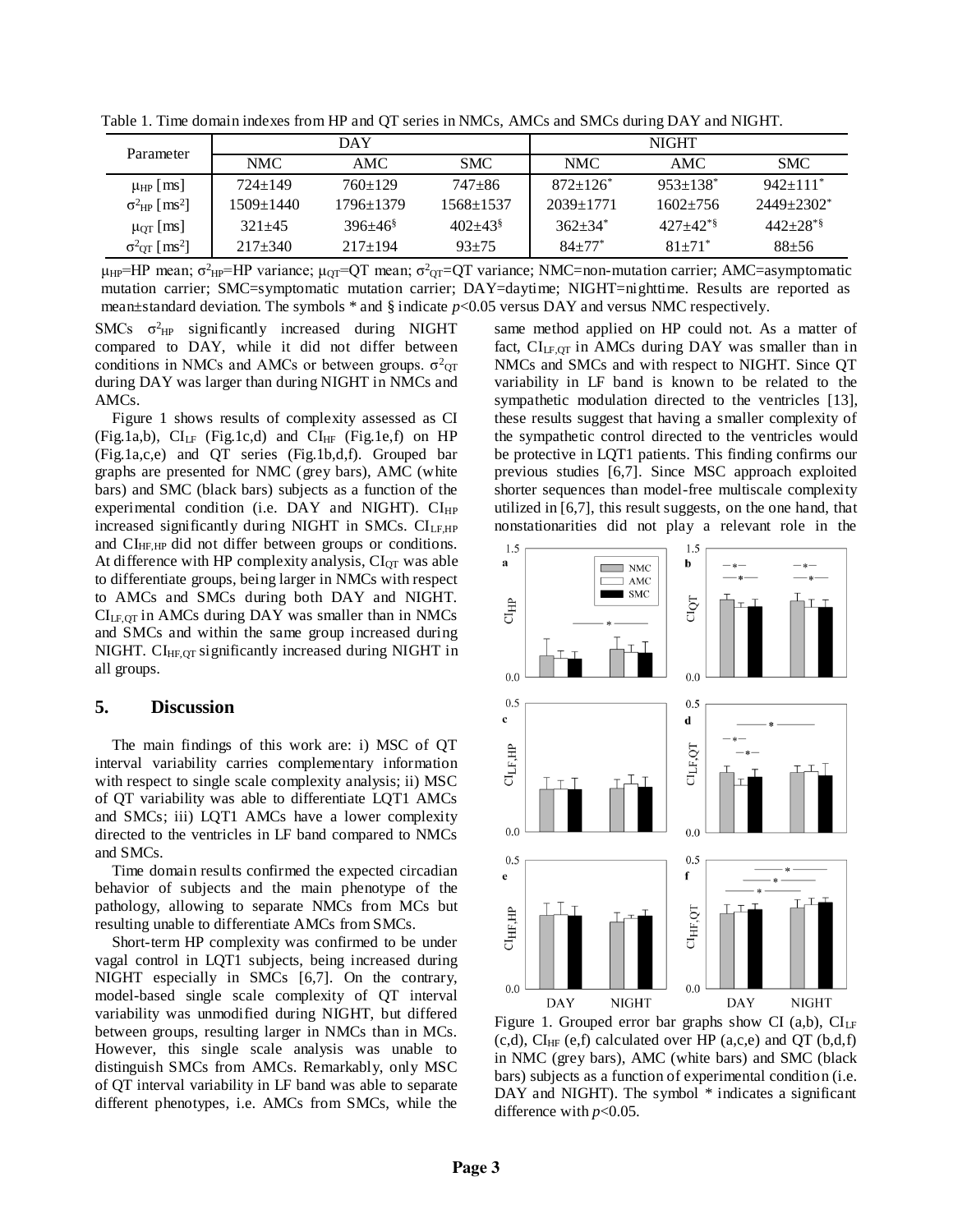Table 1. Time domain indexes from HP and QT series in NMCs, AMCs and SMCs during DAY and NIGHT.

| Parameter | DAY | | | NIGHT | | |
|---|---|---|---|---|---|---|
| | NMC | AMC | SMC | NMC | AMC | SMC |
| $\mu_{HP}$ [ms] | 724±149 | 760±129 | 747±86 | 872±126* | 953±138* | 942±111* |
| $\sigma^2_{HP}$ [ms²] | 1509±1440 | 1796±1379 | 1568±1537 | 2039±1771 | 1602±756 | 2449±2302* |
| $\mu_{QT}$ [ms] | 321±45 | 396±46§ | 402±43§ | 362±34* | 427±42*§ | 442±28*§ |
| $\sigma^2_{QT}$ [ms²] | 217±340 | 217±194 | 93±75 | 84±77* | 81±71* | 88±56 |

$\mu_{HP}$=HP mean; $\sigma^2_{HP}$=HP variance; $\mu_{QT}$=QT mean; $\sigma^2_{QT}$=QT variance; NMC=non-mutation carrier; AMC=asymptomatic mutation carrier; SMC=symptomatic mutation carrier; DAY=daytime; NIGHT=nighttime. Results are reported as mean±standard deviation. The symbols * and § indicate $p$<0.05 versus DAY and versus NMC respectively.

SMCs $\sigma^2_{HP}$ significantly increased during NIGHT compared to DAY, while it did not differ between conditions in NMCs and AMCs or between groups. $\sigma^2_{QT}$ during DAY was larger than during NIGHT in NMCs and AMCs.

Figure 1 shows results of complexity assessed as CI (Fig.1a,b), $CI_{LF}$ (Fig.1c,d) and $CI_{HF}$ (Fig.1e,f) on HP (Fig.1a,c,e) and QT series (Fig.1b,d,f). Grouped bar graphs are presented for NMC (grey bars), AMC (white bars) and SMC (black bars) subjects as a function of the experimental condition (i.e. DAY and NIGHT). $CI_{HP}$ increased significantly during NIGHT in SMCs. $CI_{LF,HP}$ and $CI_{HF,HP}$ did not differ between groups or conditions. At difference with HP complexity analysis, $CI_{QT}$ was able to differentiate groups, being larger in NMCs with respect to AMCs and SMCs during both DAY and NIGHT. $CI_{LF,QT}$ in AMCs during DAY was smaller than in NMCs and SMCs and within the same group increased during NIGHT. $CI_{HF,QT}$ significantly increased during NIGHT in all groups.

## 5. Discussion

The main findings of this work are: i) MSC of QT interval variability carries complementary information with respect to single scale complexity analysis; ii) MSC of QT variability was able to differentiate LQT1 AMCs and SMCs; iii) LQT1 AMCs have a lower complexity directed to the ventricles in LF band compared to NMCs and SMCs.

Time domain results confirmed the expected circadian behavior of subjects and the main phenotype of the pathology, allowing to separate NMCs from MCs but resulting unable to differentiate AMCs from SMCs.

Short-term HP complexity was confirmed to be under vagal control in LQT1 subjects, being increased during NIGHT especially in SMCs [6,7]. On the contrary, model-based single scale complexity of QT interval variability was unmodified during NIGHT, but differed between groups, resulting larger in NMCs than in MCs. However, this single scale analysis was unable to distinguish SMCs from AMCs. Remarkably, only MSC of QT interval variability in LF band was able to separate different phenotypes, i.e. AMCs from SMCs, while the same method applied on HP could not. As a matter of fact, $CI_{LF,QT}$ in AMCs during DAY was smaller than in NMCs and SMCs and with respect to NIGHT. Since QT variability in LF band is known to be related to the sympathetic modulation directed to the ventricles [13], these results suggest that having a smaller complexity of the sympathetic control directed to the ventricles would be protective in LQT1 patients. This finding confirms our previous studies [6,7]. Since MSC approach exploited shorter sequences than model-free multiscale complexity utilized in [6,7], this result suggests, on the one hand, that nonstationarities did not play a relevant role in the

Figure 1. Grouped error bar graphs show CI (a,b), $CI_{LF}$ (c,d), $CI_{HF}$ (e,f) calculated over HP (a,c,e) and QT (b,d,f) in NMC (grey bars), AMC (white bars) and SMC (black bars) subjects as a function of experimental condition (i.e. DAY and NIGHT). The symbol * indicates a significant difference with $p$<0.05.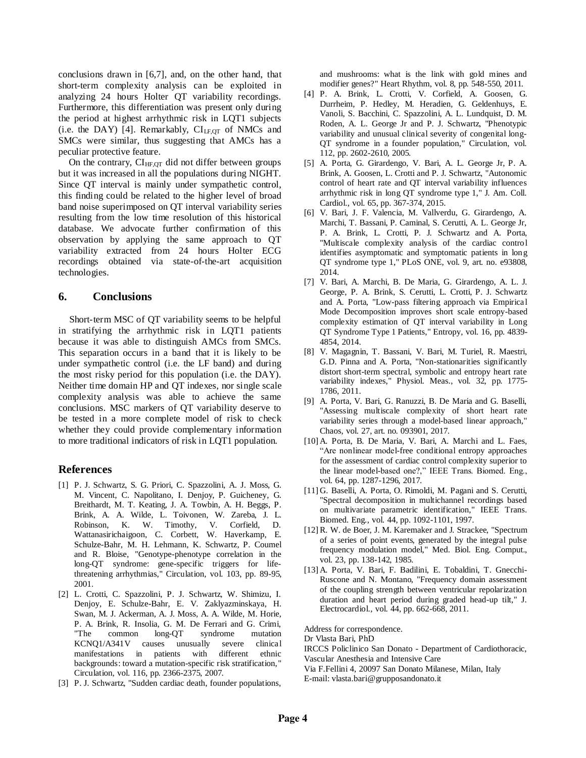conclusions drawn in [6,7], and, on the other hand, that short-term complexity analysis can be exploited in analyzing 24 hours Holter QT variability recordings. Furthermore, this differentiation was present only during the period at highest arrhythmic risk in LQT1 subjects (i.e. the DAY) [4]. Remarkably, $CI_{LF,QT}$ of NMCs and SMCs were similar, thus suggesting that AMCs has a peculiar protective feature.

On the contrary, $CI_{HF,QT}$ did not differ between groups but it was increased in all the populations during NIGHT. Since QT interval is mainly under sympathetic control, this finding could be related to the higher level of broad band noise superimposed on QT interval variability series resulting from the low time resolution of this historical database. We advocate further confirmation of this observation by applying the same approach to QT variability extracted from 24 hours Holter ECG recordings obtained via state-of-the-art acquisition technologies.

## 6. Conclusions

Short-term MSC of QT variability seems to be helpful in stratifying the arrhythmic risk in LQT1 patients because it was able to distinguish AMCs from SMCs. This separation occurs in a band that it is likely to be under sympathetic control (i.e. the LF band) and during the most risky period for this population (i.e. the DAY). Neither time domain HP and QT indexes, nor single scale complexity analysis was able to achieve the same conclusions. MSC markers of QT variability deserve to be tested in a more complete model of risk to check whether they could provide complementary information to more traditional indicators of risk in LQT1 population.

## References

[1] P. J. Schwartz, S. G. Priori, C. Spazzolini, A. J. Moss, G. M. Vincent, C. Napolitano, I. Denjoy, P. Guicheney, G. Breithardt, M. T. Keating, J. A. Towbin, A. H. Beggs, P. Brink, A. A. Wilde, L. Toivonen, W. Zareba, J. L. Robinson, K. W. Timothy, V. Corfield, D. Wattanasirichaigoon, C. Corbett, W. Haverkamp, E. Schulze-Bahr, M. H. Lehmann, K. Schwartz, P. Coumel and R. Bloise, "Genotype-phenotype correlation in the long-QT syndrome: gene-specific triggers for life-threatening arrhythmias," Circulation, vol. 103, pp. 89-95, 2001.

[2] L. Crotti, C. Spazzolini, P. J. Schwartz, W. Shimizu, I. Denjoy, E. Schulze-Bahr, E. V. Zaklyazminskaya, H. Swan, M. J. Ackerman, A. J. Moss, A. A. Wilde, M. Horie, P. A. Brink, R. Insolia, G. M. De Ferrari and G. Crimi, "The common long-QT syndrome mutation KCNQ1/A341V causes unusually severe clinical manifestations in patients with different ethnic backgrounds: toward a mutation-specific risk stratification," Circulation, vol. 116, pp. 2366-2375, 2007.

[3] P. J. Schwartz, "Sudden cardiac death, founder populations, and mushrooms: what is the link with gold mines and modifier genes?" Heart Rhythm, vol. 8, pp. 548-550, 2011.

[4] P. A. Brink, L. Crotti, V. Corfield, A. Goosen, G. Durrheim, P. Hedley, M. Heradien, G. Geldenhuys, E. Vanoli, S. Bacchini, C. Spazzolini, A. L. Lundquist, D. M. Roden, A. L. George Jr and P. J. Schwartz, "Phenotypic variability and unusual clinical severity of congenital long-QT syndrome in a founder population," Circulation, vol. 112, pp. 2602-2610, 2005.

[5] A. Porta, G. Girardengo, V. Bari, A. L. George Jr, P. A. Brink, A. Goosen, L. Crotti and P. J. Schwartz, "Autonomic control of heart rate and QT interval variability influences arrhythmic risk in long QT syndrome type 1," J. Am. Coll. Cardiol., vol. 65, pp. 367-374, 2015.

[6] V. Bari, J. F. Valencia, M. Vallverdu, G. Girardengo, A. Marchi, T. Bassani, P. Caminal, S. Cerutti, A. L. George Jr, P. A. Brink, L. Crotti, P. J. Schwartz and A. Porta, "Multiscale complexity analysis of the cardiac control identifies asymptomatic and symptomatic patients in long QT syndrome type 1," PLoS ONE, vol. 9, art. no. e93808, 2014.

[7] V. Bari, A. Marchi, B. De Maria, G. Girardengo, A. L. J. George, P. A. Brink, S. Cerutti, L. Crotti, P. J. Schwartz and A. Porta, "Low-pass filtering approach via Empirical Mode Decomposition improves short scale entropy-based complexity estimation of QT interval variability in Long QT Syndrome Type 1 Patients," Entropy, vol. 16, pp. 4839-4854, 2014.

[8] V. Magagnin, T. Bassani, V. Bari, M. Turiel, R. Maestri, G.D. Pinna and A. Porta, "Non-stationarities significantly distort short-term spectral, symbolic and entropy heart rate variability indexes," Physiol. Meas., vol. 32, pp. 1775-1786, 2011.

[9] A. Porta, V. Bari, G. Ranuzzi, B. De Maria and G. Baselli, "Assessing multiscale complexity of short heart rate variability series through a model-based linear approach," Chaos, vol. 27, art. no. 093901, 2017.

[10] A. Porta, B. De Maria, V. Bari, A. Marchi and L. Faes, "Are nonlinear model-free conditional entropy approaches for the assessment of cardiac control complexity superior to the linear model-based one?," IEEE Trans. Biomed. Eng., vol. 64, pp. 1287-1296, 2017.

[11] G. Baselli, A. Porta, O. Rimoldi, M. Pagani and S. Cerutti, "Spectral decomposition in multichannel recordings based on multivariate parametric identification," IEEE Trans. Biomed. Eng., vol. 44, pp. 1092-1101, 1997.

[12] R. W. de Boer, J. M. Karemaker and J. Strackee, "Spectrum of a series of point events, generated by the integral pulse frequency modulation model," Med. Biol. Eng. Comput., vol. 23, pp. 138-142, 1985.

[13] A. Porta, V. Bari, F. Badilini, E. Tobaldini, T. Gnecchi-Ruscone and N. Montano, "Frequency domain assessment of the coupling strength between ventricular repolarization duration and heart period during graded head-up tilt," J. Electrocardiol., vol. 44, pp. 662-668, 2011.

Address for correspondence.
Dr Vlasta Bari, PhD
IRCCS Policlinico San Donato - Department of Cardiothoracic, Vascular Anesthesia and Intensive Care
Via F.Fellini 4, 20097 San Donato Milanese, Milan, Italy
E-mail: vlasta.bari@grupposandonato.it